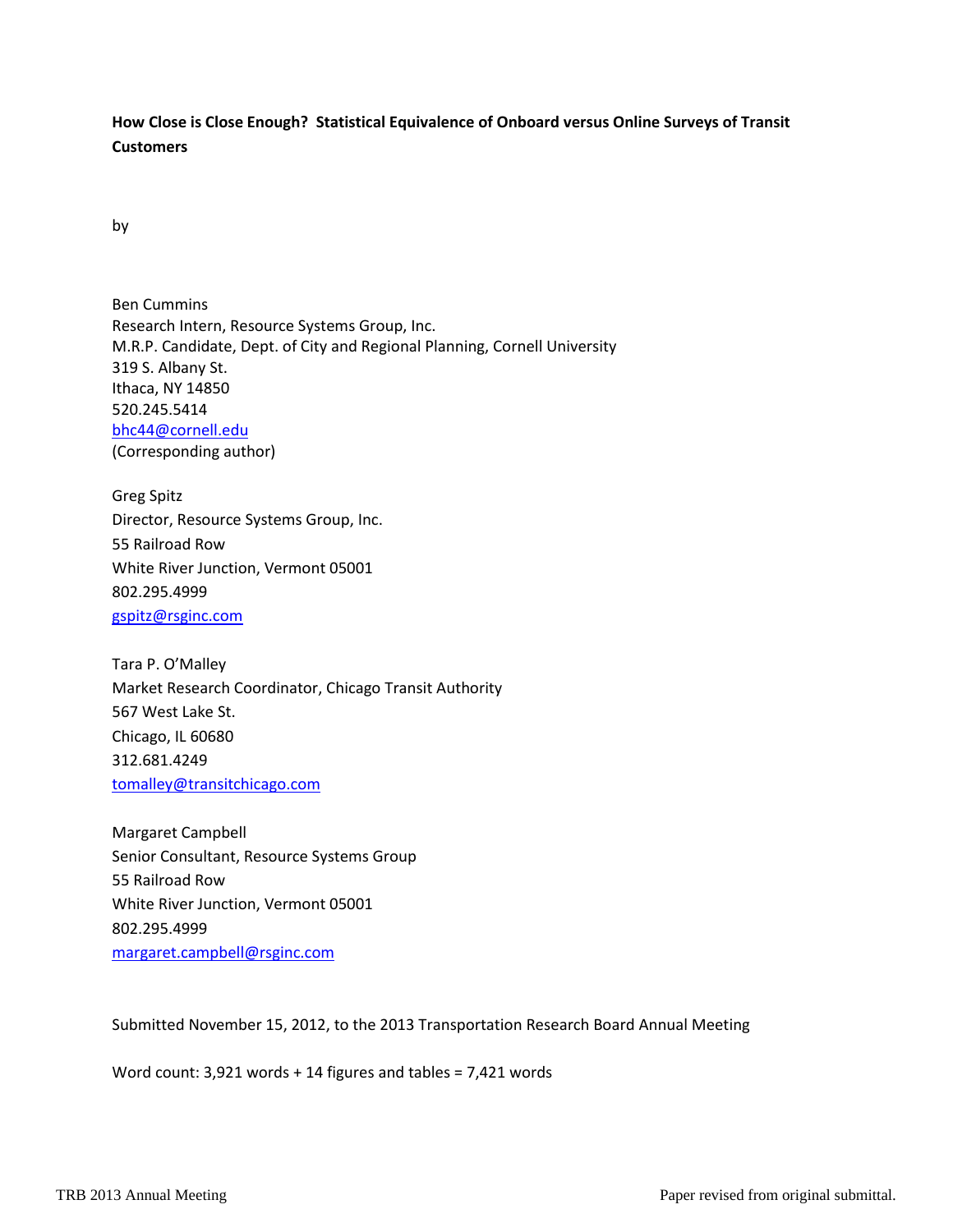**How Close is Close Enough? Statistical Equivalence of Onboard versus Online Surveys of Transit Customers**

by

Ben Cummins
Research Intern, Resource Systems Group, Inc.
M.R.P. Candidate, Dept. of City and Regional Planning, Cornell University
319 S. Albany St.
Ithaca, NY 14850
520.245.5414
bhc44@cornell.edu
(Corresponding author)

Greg Spitz
Director, Resource Systems Group, Inc.
55 Railroad Row
White River Junction, Vermont 05001
802.295.4999
gspitz@rsginc.com

Tara P. O'Malley
Market Research Coordinator, Chicago Transit Authority
567 West Lake St.
Chicago, IL 60680
312.681.4249
tomalley@transitchicago.com

Margaret Campbell
Senior Consultant, Resource Systems Group
55 Railroad Row
White River Junction, Vermont 05001
802.295.4999
margaret.campbell@rsginc.com

Submitted November 15, 2012, to the 2013 Transportation Research Board Annual Meeting

Word count: 3,921 words + 14 figures and tables = 7,421 words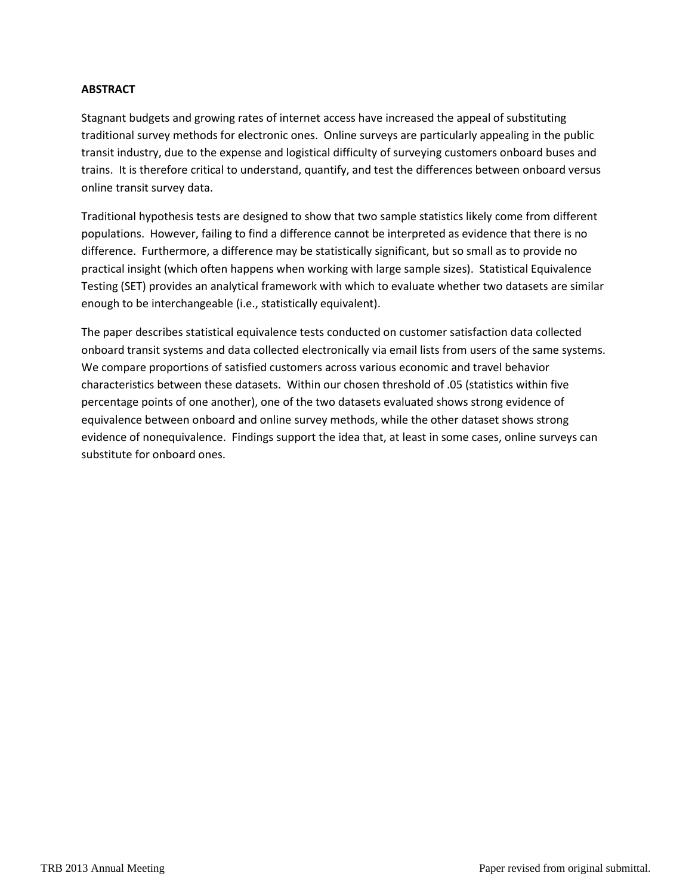**ABSTRACT**

Stagnant budgets and growing rates of internet access have increased the appeal of substituting traditional survey methods for electronic ones. Online surveys are particularly appealing in the public transit industry, due to the expense and logistical difficulty of surveying customers onboard buses and trains. It is therefore critical to understand, quantify, and test the differences between onboard versus online transit survey data.

Traditional hypothesis tests are designed to show that two sample statistics likely come from different populations. However, failing to find a difference cannot be interpreted as evidence that there is no difference. Furthermore, a difference may be statistically significant, but so small as to provide no practical insight (which often happens when working with large sample sizes). Statistical Equivalence Testing (SET) provides an analytical framework with which to evaluate whether two datasets are similar enough to be interchangeable (i.e., statistically equivalent).

The paper describes statistical equivalence tests conducted on customer satisfaction data collected onboard transit systems and data collected electronically via email lists from users of the same systems. We compare proportions of satisfied customers across various economic and travel behavior characteristics between these datasets. Within our chosen threshold of .05 (statistics within five percentage points of one another), one of the two datasets evaluated shows strong evidence of equivalence between onboard and online survey methods, while the other dataset shows strong evidence of nonequivalence. Findings support the idea that, at least in some cases, online surveys can substitute for onboard ones.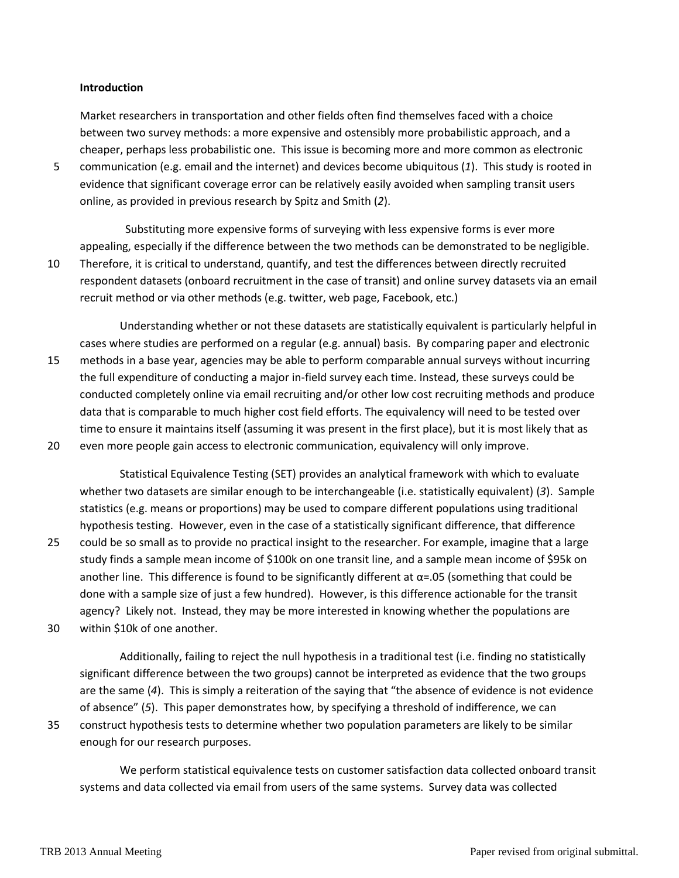**Introduction**

Market researchers in transportation and other fields often find themselves faced with a choice between two survey methods: a more expensive and ostensibly more probabilistic approach, and a cheaper, perhaps less probabilistic one. This issue is becoming more and more common as electronic communication (e.g. email and the internet) and devices become ubiquitous (*1*). This study is rooted in evidence that significant coverage error can be relatively easily avoided when sampling transit users online, as provided in previous research by Spitz and Smith (*2*).

Substituting more expensive forms of surveying with less expensive forms is ever more appealing, especially if the difference between the two methods can be demonstrated to be negligible. Therefore, it is critical to understand, quantify, and test the differences between directly recruited respondent datasets (onboard recruitment in the case of transit) and online survey datasets via an email recruit method or via other methods (e.g. twitter, web page, Facebook, etc.)

Understanding whether or not these datasets are statistically equivalent is particularly helpful in cases where studies are performed on a regular (e.g. annual) basis. By comparing paper and electronic methods in a base year, agencies may be able to perform comparable annual surveys without incurring the full expenditure of conducting a major in-field survey each time. Instead, these surveys could be conducted completely online via email recruiting and/or other low cost recruiting methods and produce data that is comparable to much higher cost field efforts. The equivalency will need to be tested over time to ensure it maintains itself (assuming it was present in the first place), but it is most likely that as even more people gain access to electronic communication, equivalency will only improve.

Statistical Equivalence Testing (SET) provides an analytical framework with which to evaluate whether two datasets are similar enough to be interchangeable (i.e. statistically equivalent) (*3*). Sample statistics (e.g. means or proportions) may be used to compare different populations using traditional hypothesis testing. However, even in the case of a statistically significant difference, that difference could be so small as to provide no practical insight to the researcher. For example, imagine that a large study finds a sample mean income of \$100k on one transit line, and a sample mean income of \$95k on another line. This difference is found to be significantly different at $\alpha=.05$ (something that could be done with a sample size of just a few hundred). However, is this difference actionable for the transit agency? Likely not. Instead, they may be more interested in knowing whether the populations are within \$10k of one another.

Additionally, failing to reject the null hypothesis in a traditional test (i.e. finding no statistically significant difference between the two groups) cannot be interpreted as evidence that the two groups are the same (*4*). This is simply a reiteration of the saying that "the absence of evidence is not evidence of absence" (*5*). This paper demonstrates how, by specifying a threshold of indifference, we can construct hypothesis tests to determine whether two population parameters are likely to be similar enough for our research purposes.

We perform statistical equivalence tests on customer satisfaction data collected onboard transit systems and data collected via email from users of the same systems. Survey data was collected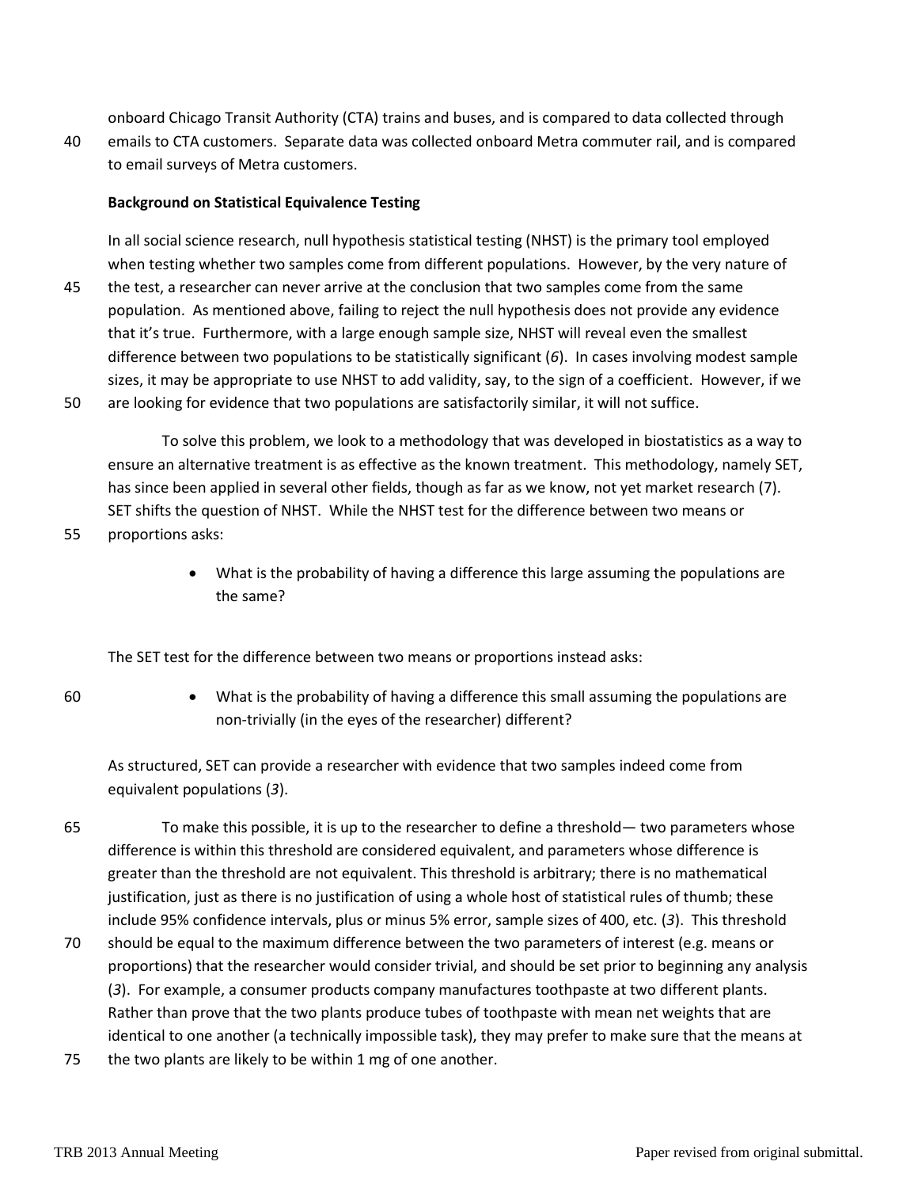onboard Chicago Transit Authority (CTA) trains and buses, and is compared to data collected through emails to CTA customers. Separate data was collected onboard Metra commuter rail, and is compared to email surveys of Metra customers.

**Background on Statistical Equivalence Testing**

In all social science research, null hypothesis statistical testing (NHST) is the primary tool employed when testing whether two samples come from different populations. However, by the very nature of the test, a researcher can never arrive at the conclusion that two samples come from the same population. As mentioned above, failing to reject the null hypothesis does not provide any evidence that it's true. Furthermore, with a large enough sample size, NHST will reveal even the smallest difference between two populations to be statistically significant (*6*). In cases involving modest sample sizes, it may be appropriate to use NHST to add validity, say, to the sign of a coefficient. However, if we are looking for evidence that two populations are satisfactorily similar, it will not suffice.

To solve this problem, we look to a methodology that was developed in biostatistics as a way to ensure an alternative treatment is as effective as the known treatment. This methodology, namely SET, has since been applied in several other fields, though as far as we know, not yet market research (7). SET shifts the question of NHST. While the NHST test for the difference between two means or proportions asks:

- What is the probability of having a difference this large assuming the populations are the same?

The SET test for the difference between two means or proportions instead asks:

- What is the probability of having a difference this small assuming the populations are non-trivially (in the eyes of the researcher) different?

As structured, SET can provide a researcher with evidence that two samples indeed come from equivalent populations (*3*).

To make this possible, it is up to the researcher to define a threshold— two parameters whose difference is within this threshold are considered equivalent, and parameters whose difference is greater than the threshold are not equivalent. This threshold is arbitrary; there is no mathematical justification, just as there is no justification of using a whole host of statistical rules of thumb; these include 95% confidence intervals, plus or minus 5% error, sample sizes of 400, etc. (*3*). This threshold should be equal to the maximum difference between the two parameters of interest (e.g. means or proportions) that the researcher would consider trivial, and should be set prior to beginning any analysis (*3*). For example, a consumer products company manufactures toothpaste at two different plants. Rather than prove that the two plants produce tubes of toothpaste with mean net weights that are identical to one another (a technically impossible task), they may prefer to make sure that the means at the two plants are likely to be within 1 mg of one another.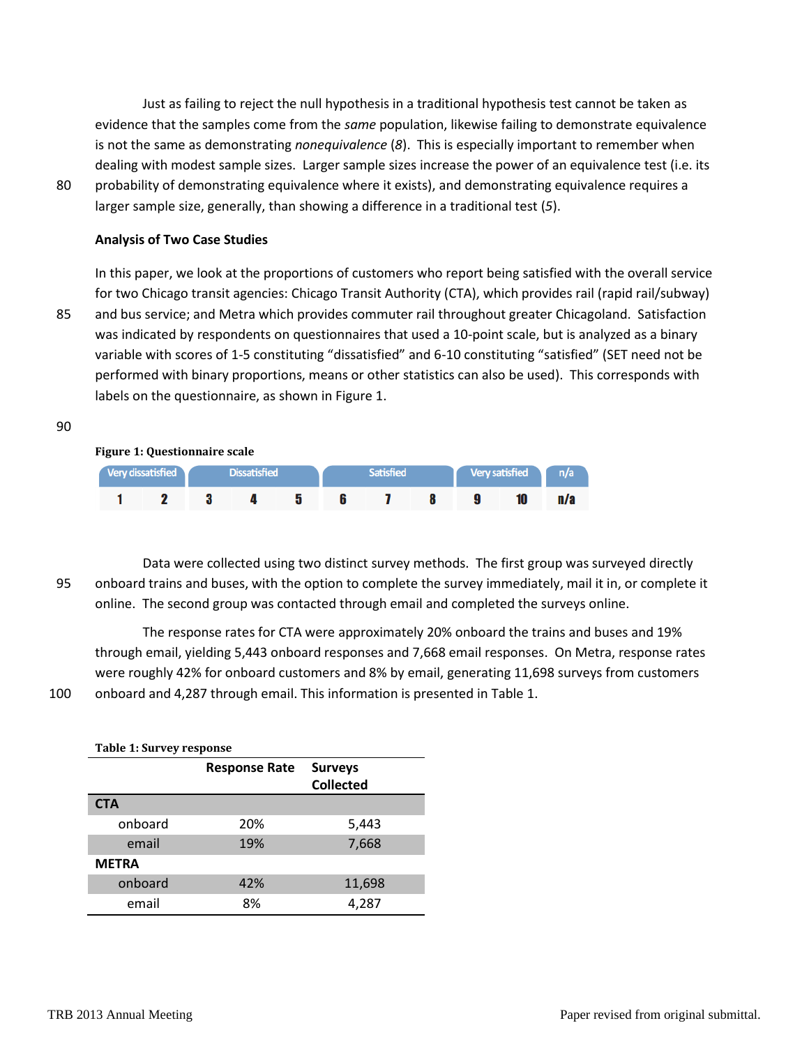Just as failing to reject the null hypothesis in a traditional hypothesis test cannot be taken as evidence that the samples come from the *same* population, likewise failing to demonstrate equivalence is not the same as demonstrating *nonequivalence* (*8*). This is especially important to remember when dealing with modest sample sizes. Larger sample sizes increase the power of an equivalence test (i.e. its probability of demonstrating equivalence where it exists), and demonstrating equivalence requires a larger sample size, generally, than showing a difference in a traditional test (*5*).

**Analysis of Two Case Studies**

In this paper, we look at the proportions of customers who report being satisfied with the overall service for two Chicago transit agencies: Chicago Transit Authority (CTA), which provides rail (rapid rail/subway) and bus service; and Metra which provides commuter rail throughout greater Chicagoland. Satisfaction was indicated by respondents on questionnaires that used a 10-point scale, but is analyzed as a binary variable with scores of 1-5 constituting "dissatisfied" and 6-10 constituting "satisfied" (SET need not be performed with binary proportions, means or other statistics can also be used). This corresponds with labels on the questionnaire, as shown in Figure 1.

**Figure 1: Questionnaire scale**

| Very dissatisfied | | Dissatisfied | | | Satisfied | | | Very satisfied | | n/a |
|---|---|---|---|---|---|---|---|---|---|---|
| 1 | 2 | 3 | 4 | 5 | 6 | 7 | 8 | 9 | 10 | n/a |

Data were collected using two distinct survey methods. The first group was surveyed directly onboard trains and buses, with the option to complete the survey immediately, mail it in, or complete it online. The second group was contacted through email and completed the surveys online.

The response rates for CTA were approximately 20% onboard the trains and buses and 19% through email, yielding 5,443 onboard responses and 7,668 email responses. On Metra, response rates were roughly 42% for onboard customers and 8% by email, generating 11,698 surveys from customers onboard and 4,287 through email. This information is presented in Table 1.

**Table 1: Survey response**

| | Response Rate | Surveys Collected |
|---|---|---|
| **CTA** | | |
| onboard | 20% | 5,443 |
| email | 19% | 7,668 |
| **METRA** | | |
| onboard | 42% | 11,698 |
| email | 8% | 4,287 |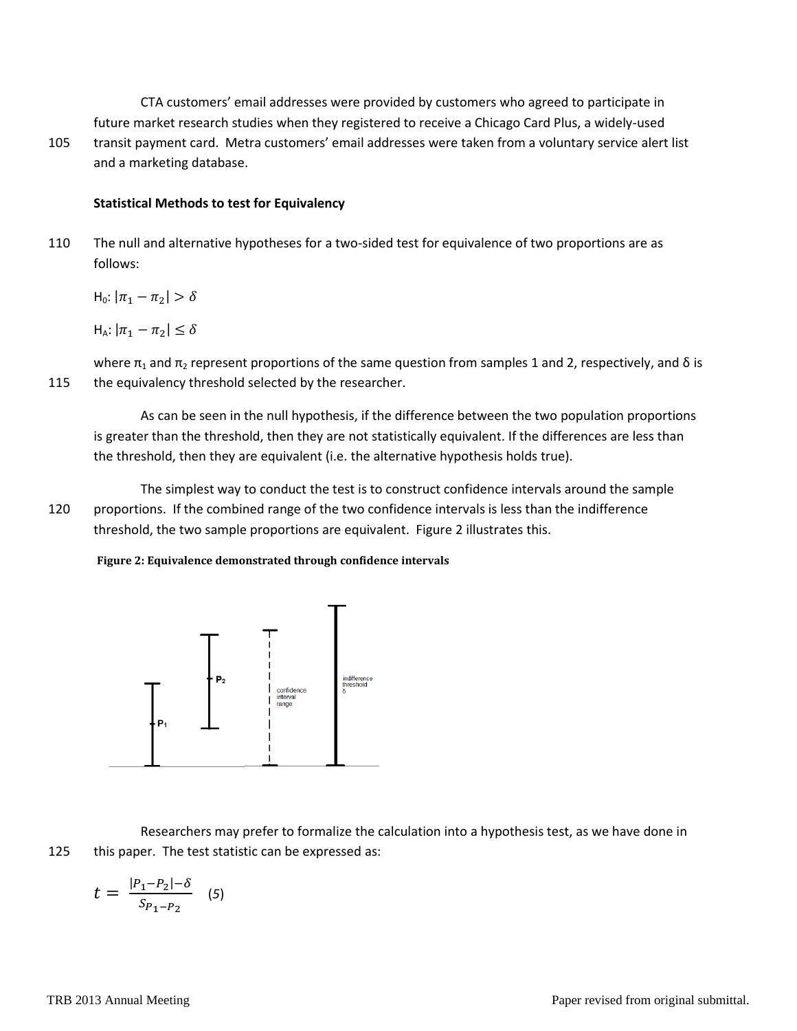CTA customers' email addresses were provided by customers who agreed to participate in future market research studies when they registered to receive a Chicago Card Plus, a widely-used transit payment card. Metra customers' email addresses were taken from a voluntary service alert list and a marketing database.

**Statistical Methods to test for Equivalency**

The null and alternative hypotheses for a two-sided test for equivalence of two proportions are as follows:

$H_0$: $|\pi_1 - \pi_2| > \delta$

$H_A$: $|\pi_1 - \pi_2| \leq \delta$

where $\pi_1$ and $\pi_2$ represent proportions of the same question from samples 1 and 2, respectively, and $\delta$ is the equivalency threshold selected by the researcher.

As can be seen in the null hypothesis, if the difference between the two population proportions is greater than the threshold, then they are not statistically equivalent. If the differences are less than the threshold, then they are equivalent (i.e. the alternative hypothesis holds true).

The simplest way to conduct the test is to construct confidence intervals around the sample proportions. If the combined range of the two confidence intervals is less than the indifference threshold, the two sample proportions are equivalent. Figure 2 illustrates this.

**Figure 2: Equivalence demonstrated through confidence intervals**

P1

P2

confidence interval range

indifference threshold δ

Researchers may prefer to formalize the calculation into a hypothesis test, as we have done in this paper. The test statistic can be expressed as:

$$t = \frac{|P_1 - P_2| - \delta}{s_{P_1 - P_2}} \quad (5)$$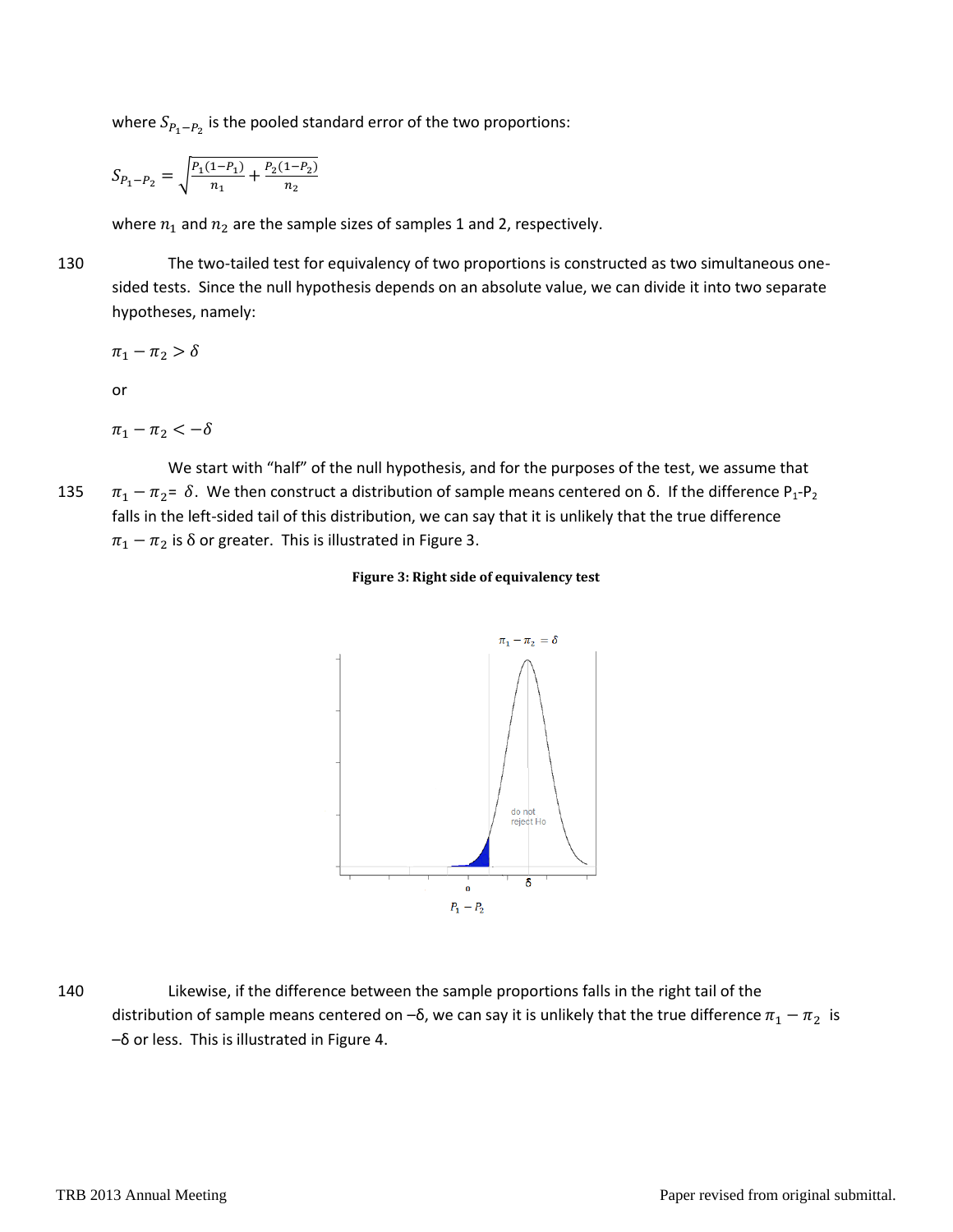where $S_{P_1-P_2}$ is the pooled standard error of the two proportions:

$$S_{P_1-P_2} = \sqrt{\frac{P_1(1-P_1)}{n_1} + \frac{P_2(1-P_2)}{n_2}}$$

where $n_1$ and $n_2$ are the sample sizes of samples 1 and 2, respectively.

The two-tailed test for equivalency of two proportions is constructed as two simultaneous one-sided tests. Since the null hypothesis depends on an absolute value, we can divide it into two separate hypotheses, namely:

$$\pi_1 - \pi_2 > \delta$$

or

$$\pi_1 - \pi_2 < -\delta$$

We start with "half" of the null hypothesis, and for the purposes of the test, we assume that $\pi_1 - \pi_2 = \delta$. We then construct a distribution of sample means centered on δ. If the difference $P_1$-$P_2$ falls in the left-sided tail of this distribution, we can say that it is unlikely that the true difference $\pi_1 - \pi_2$ is δ or greater. This is illustrated in Figure 3.

**Figure 3: Right side of equivalency test**

$\pi_1 - \pi_2 = \delta$

do not reject Ho

0

δ

$P_1 - P_2$

Likewise, if the difference between the sample proportions falls in the right tail of the distribution of sample means centered on –δ, we can say it is unlikely that the true difference $\pi_1 - \pi_2$ is –δ or less. This is illustrated in Figure 4.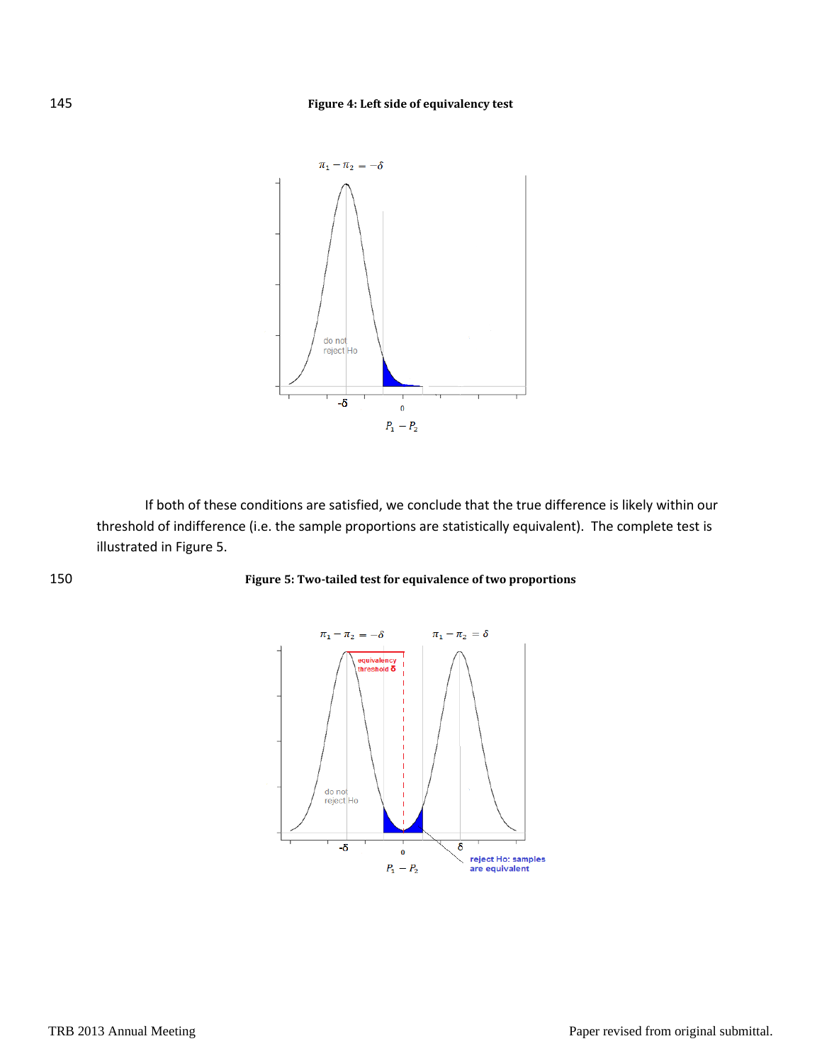**Figure 4: Left side of equivalency test**

$\pi_1 - \pi_2 = -\delta$

do not reject Ho

-δ

0

$P_1 - P_2$

If both of these conditions are satisfied, we conclude that the true difference is likely within our threshold of indifference (i.e. the sample proportions are statistically equivalent). The complete test is illustrated in Figure 5.

**Figure 5: Two-tailed test for equivalence of two proportions**

$\pi_1 - \pi_2 = -\delta$

$\pi_1 - \pi_2 = \delta$

equivalency threshold δ

do not reject Ho

-δ

0

δ

$P_1 - P_2$

reject Ho: samples are equivalent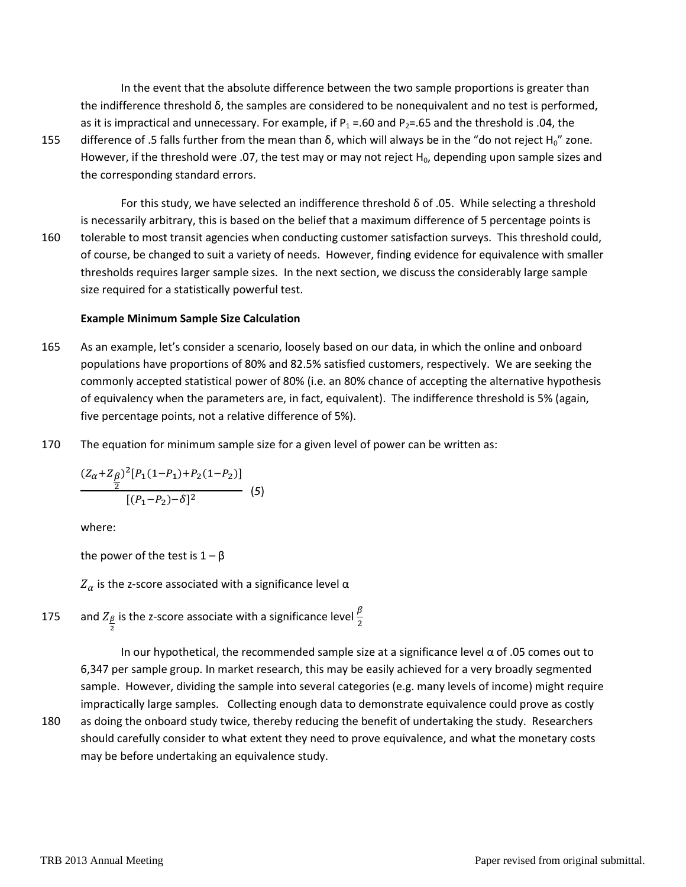In the event that the absolute difference between the two sample proportions is greater than the indifference threshold δ, the samples are considered to be nonequivalent and no test is performed, as it is impractical and unnecessary. For example, if $P_1$ =.60 and $P_2$=.65 and the threshold is .04, the difference of .5 falls further from the mean than δ, which will always be in the "do not reject $H_0$" zone. However, if the threshold were .07, the test may or may not reject $H_0$, depending upon sample sizes and the corresponding standard errors.

For this study, we have selected an indifference threshold δ of .05. While selecting a threshold is necessarily arbitrary, this is based on the belief that a maximum difference of 5 percentage points is tolerable to most transit agencies when conducting customer satisfaction surveys. This threshold could, of course, be changed to suit a variety of needs. However, finding evidence for equivalence with smaller thresholds requires larger sample sizes. In the next section, we discuss the considerably large sample size required for a statistically powerful test.

**Example Minimum Sample Size Calculation**

As an example, let's consider a scenario, loosely based on our data, in which the online and onboard populations have proportions of 80% and 82.5% satisfied customers, respectively. We are seeking the commonly accepted statistical power of 80% (i.e. an 80% chance of accepting the alternative hypothesis of equivalency when the parameters are, in fact, equivalent). The indifference threshold is 5% (again, five percentage points, not a relative difference of 5%).

The equation for minimum sample size for a given level of power can be written as:

$$\frac{(Z_\alpha + Z_{\frac{\beta}{2}})^2[P_1(1-P_1)+P_2(1-P_2)]}{[(P_1-P_2)-\delta]^2} \quad (5)$$

where:

the power of the test is 1 – β

$Z_\alpha$ is the z-score associated with a significance level α

and $Z_{\frac{\beta}{2}}$ is the z-score associate with a significance level $\frac{\beta}{2}$

In our hypothetical, the recommended sample size at a significance level α of .05 comes out to 6,347 per sample group. In market research, this may be easily achieved for a very broadly segmented sample. However, dividing the sample into several categories (e.g. many levels of income) might require impractically large samples. Collecting enough data to demonstrate equivalence could prove as costly as doing the onboard study twice, thereby reducing the benefit of undertaking the study. Researchers should carefully consider to what extent they need to prove equivalence, and what the monetary costs may be before undertaking an equivalence study.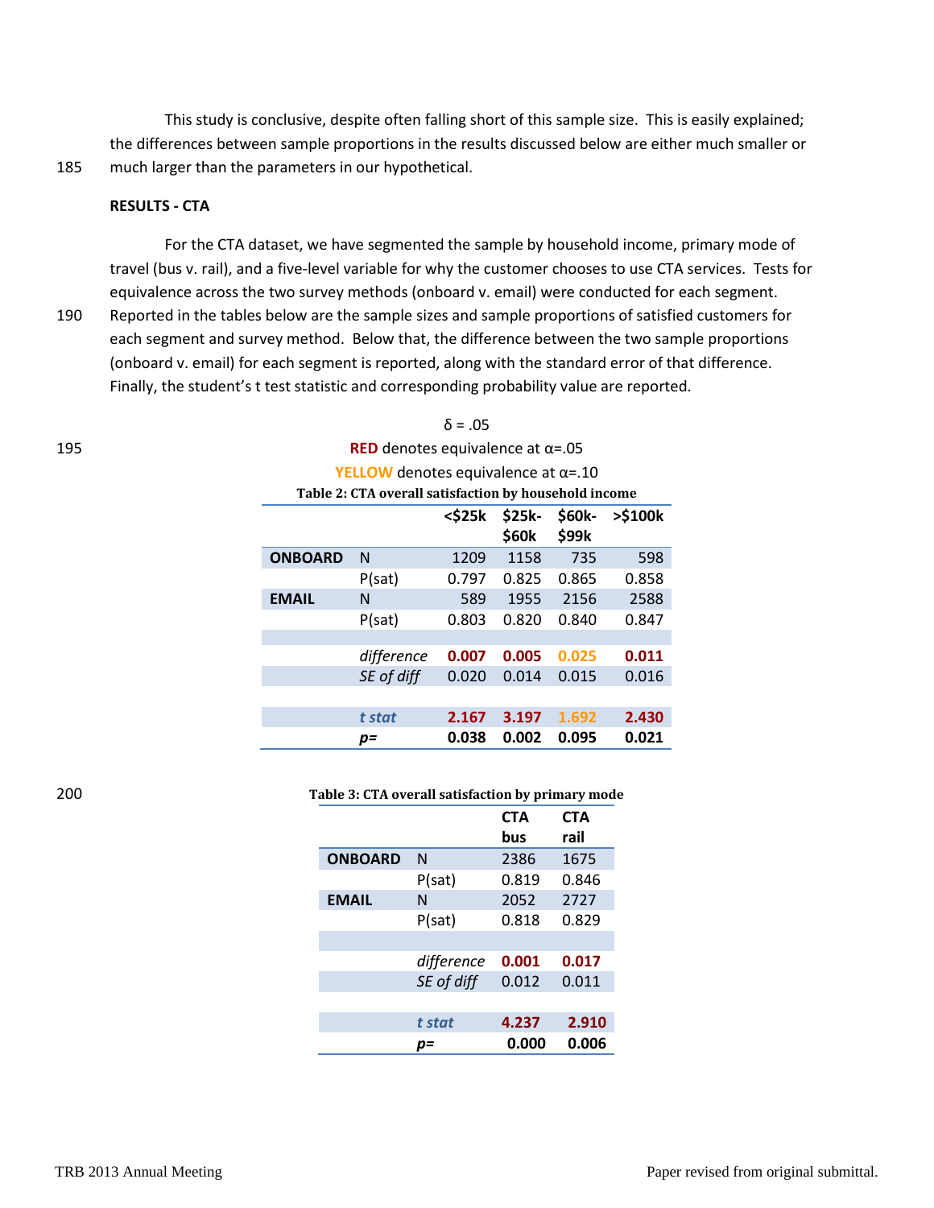This study is conclusive, despite often falling short of this sample size. This is easily explained; the differences between sample proportions in the results discussed below are either much smaller or much larger than the parameters in our hypothetical.

**RESULTS - CTA**

For the CTA dataset, we have segmented the sample by household income, primary mode of travel (bus v. rail), and a five-level variable for why the customer chooses to use CTA services. Tests for equivalence across the two survey methods (onboard v. email) were conducted for each segment. Reported in the tables below are the sample sizes and sample proportions of satisfied customers for each segment and survey method. Below that, the difference between the two sample proportions (onboard v. email) for each segment is reported, along with the standard error of that difference. Finally, the student's t test statistic and corresponding probability value are reported.

δ = .05

**RED** denotes equivalence at α=.05

**YELLOW** denotes equivalence at α=.10

**Table 2: CTA overall satisfaction by household income**

| | | <\$25k | \$25k-\$60k | \$60k-\$99k | >\$100k |
|---|---|---|---|---|---|
| **ONBOARD** | N | 1209 | 1158 | 735 | 598 |
| | P(sat) | 0.797 | 0.825 | 0.865 | 0.858 |
| **EMAIL** | N | 589 | 1955 | 2156 | 2588 |
| | P(sat) | 0.803 | 0.820 | 0.840 | 0.847 |
| | | | | | |
| | *difference* | **0.007** | **0.005** | **0.025** | **0.011** |
| | *SE of diff* | 0.020 | 0.014 | 0.015 | 0.016 |
| | | | | | |
| | ***t stat*** | **2.167** | **3.197** | **1.692** | **2.430** |
| | ***p=*** | **0.038** | **0.002** | **0.095** | **0.021** |

**Table 3: CTA overall satisfaction by primary mode**

| | | CTA bus | CTA rail |
|---|---|---|---|
| **ONBOARD** | N | 2386 | 1675 |
| | P(sat) | 0.819 | 0.846 |
| **EMAIL** | N | 2052 | 2727 |
| | P(sat) | 0.818 | 0.829 |
| | | | |
| | *difference* | **0.001** | **0.017** |
| | *SE of diff* | 0.012 | 0.011 |
| | | | |
| | ***t stat*** | **4.237** | **2.910** |
| | ***p=*** | **0.000** | **0.006** |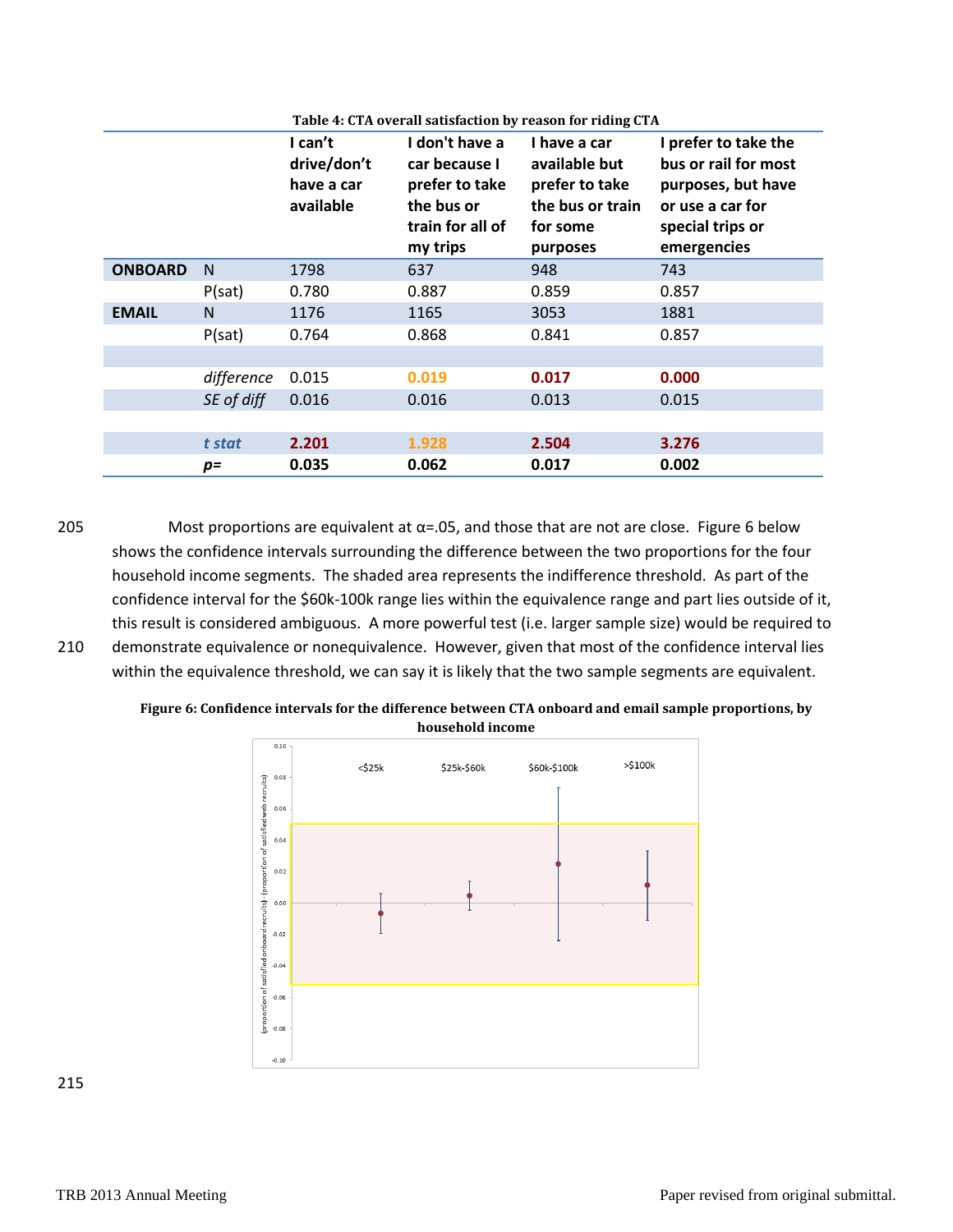**Table 4: CTA overall satisfaction by reason for riding CTA**

| | | I can't drive/don't have a car available | I don't have a car because I prefer to take the bus or train for all of my trips | I have a car available but prefer to take the bus or train for some purposes | I prefer to take the bus or rail for most purposes, but have or use a car for special trips or emergencies |
|---|---|---|---|---|---|
| **ONBOARD** | N | 1798 | 637 | 948 | 743 |
| | P(sat) | 0.780 | 0.887 | 0.859 | 0.857 |
| **EMAIL** | N | 1176 | 1165 | 3053 | 1881 |
| | P(sat) | 0.764 | 0.868 | 0.841 | 0.857 |
| | | | | | |
| | *difference* | 0.015 | 0.019 | **0.017** | **0.000** |
| | *SE of diff* | 0.016 | 0.016 | 0.013 | 0.015 |
| | | | | | |
| | ***t stat*** | **2.201** | **1.928** | **2.504** | **3.276** |
| | ***p=*** | **0.035** | **0.062** | **0.017** | **0.002** |

Most proportions are equivalent at α=.05, and those that are not are close. Figure 6 below shows the confidence intervals surrounding the difference between the two proportions for the four household income segments. The shaded area represents the indifference threshold. As part of the confidence interval for the $60k-100k range lies within the equivalence range and part lies outside of it, this result is considered ambiguous. A more powerful test (i.e. larger sample size) would be required to demonstrate equivalence or nonequivalence. However, given that most of the confidence interval lies within the equivalence threshold, we can say it is likely that the two sample segments are equivalent.

**Figure 6: Confidence intervals for the difference between CTA onboard and email sample proportions, by household income**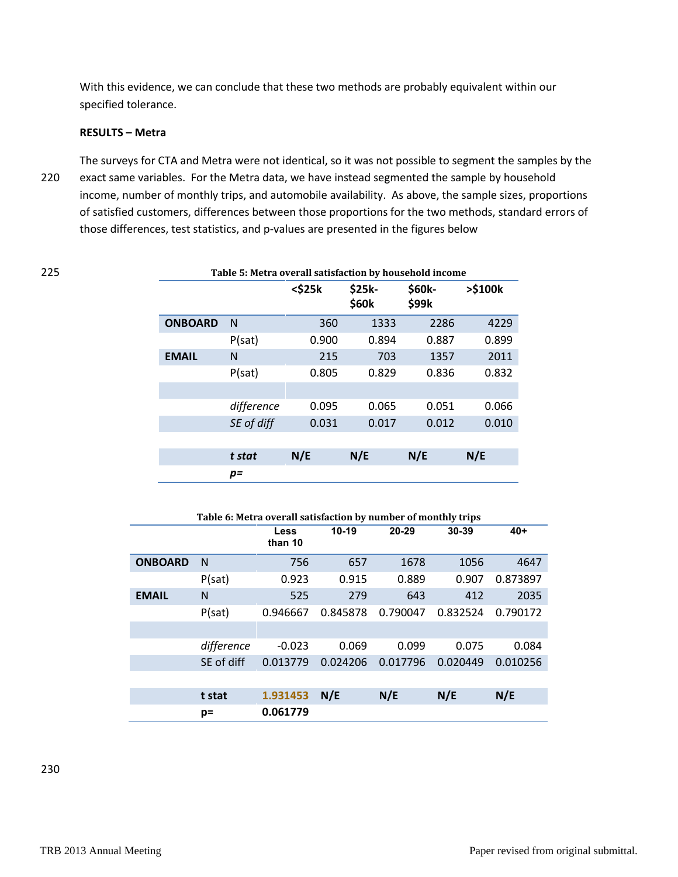With this evidence, we can conclude that these two methods are probably equivalent within our specified tolerance.

**RESULTS – Metra**

The surveys for CTA and Metra were not identical, so it was not possible to segment the samples by the exact same variables. For the Metra data, we have instead segmented the sample by household income, number of monthly trips, and automobile availability. As above, the sample sizes, proportions of satisfied customers, differences between those proportions for the two methods, standard errors of those differences, test statistics, and p-values are presented in the figures below

**Table 5: Metra overall satisfaction by household income**

| | | <$25k | $25k-$60k | $60k-$99k | >$100k |
|---|---|---|---|---|---|
| **ONBOARD** | N | 360 | 1333 | 2286 | 4229 |
| | P(sat) | 0.900 | 0.894 | 0.887 | 0.899 |
| **EMAIL** | N | 215 | 703 | 1357 | 2011 |
| | P(sat) | 0.805 | 0.829 | 0.836 | 0.832 |
| | | | | | |
| | *difference* | 0.095 | 0.065 | 0.051 | 0.066 |
| | *SE of diff* | 0.031 | 0.017 | 0.012 | 0.010 |
| | | | | | |
| | ***t stat*** | **N/E** | **N/E** | **N/E** | **N/E** |
| | ***p=*** | | | | |

**Table 6: Metra overall satisfaction by number of monthly trips**

| | | Less than 10 | 10-19 | 20-29 | 30-39 | 40+ |
|---|---|---|---|---|---|---|
| **ONBOARD** | N | 756 | 657 | 1678 | 1056 | 4647 |
| | P(sat) | 0.923 | 0.915 | 0.889 | 0.907 | 0.873897 |
| **EMAIL** | N | 525 | 279 | 643 | 412 | 2035 |
| | P(sat) | 0.946667 | 0.845878 | 0.790047 | 0.832524 | 0.790172 |
| | | | | | | |
| | *difference* | -0.023 | 0.069 | 0.099 | 0.075 | 0.084 |
| | SE of diff | 0.013779 | 0.024206 | 0.017796 | 0.020449 | 0.010256 |
| | | | | | | |
| | **t stat** | **1.931453** | **N/E** | **N/E** | **N/E** | **N/E** |
| | **p=** | **0.061779** | | | | |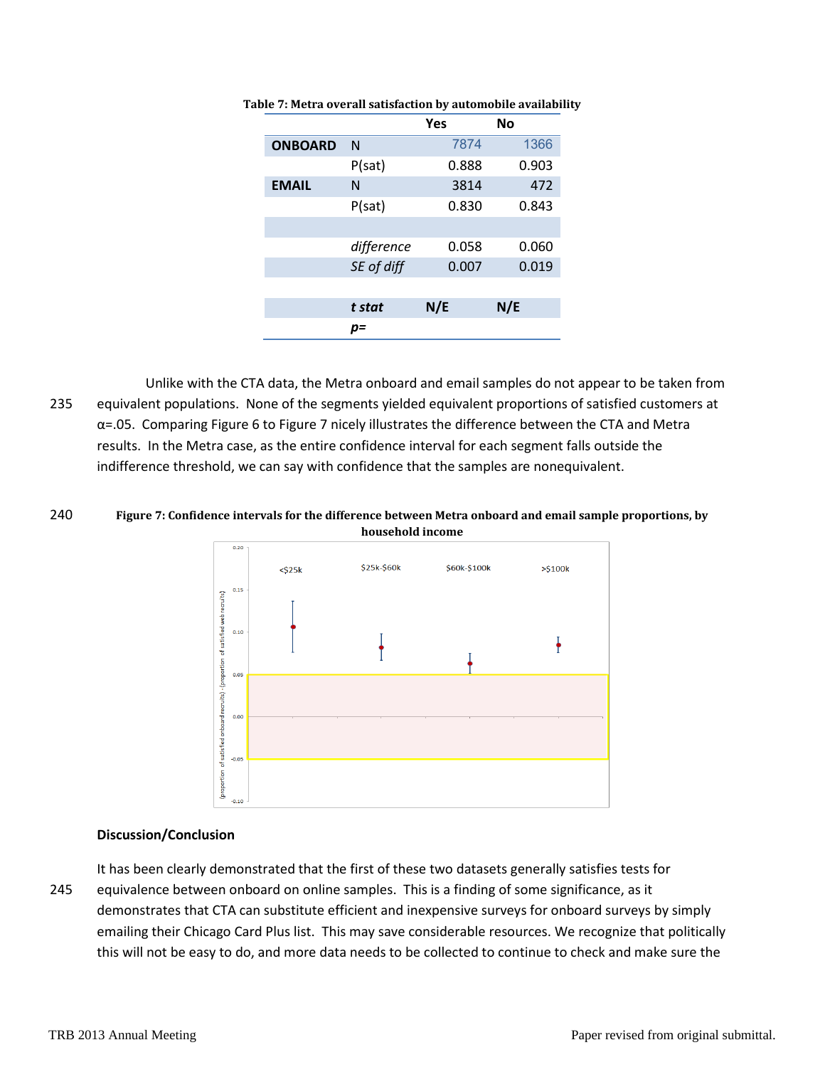**Table 7: Metra overall satisfaction by automobile availability**

| | | Yes | No |
|---|---|---|---|
| **ONBOARD** | N | 7874 | 1366 |
| | P(sat) | 0.888 | 0.903 |
| **EMAIL** | N | 3814 | 472 |
| | P(sat) | 0.830 | 0.843 |
| | | | |
| | *difference* | 0.058 | 0.060 |
| | *SE of diff* | 0.007 | 0.019 |
| | | | |
| | ***t stat*** | **N/E** | **N/E** |
| | ***p=*** | | |

Unlike with the CTA data, the Metra onboard and email samples do not appear to be taken from equivalent populations. None of the segments yielded equivalent proportions of satisfied customers at α=.05. Comparing Figure 6 to Figure 7 nicely illustrates the difference between the CTA and Metra results. In the Metra case, as the entire confidence interval for each segment falls outside the indifference threshold, we can say with confidence that the samples are nonequivalent.

**Figure 7: Confidence intervals for the difference between Metra onboard and email sample proportions, by household income**

0.20
0.15
0.10
0.05
0.00
-0.05
-0.10
<$25k
$25k-$60k
$60k-$100k
>$100k
(proportion of satisfied onboard recruits) - (proportion of satisfied web recruits)

**Discussion/Conclusion**

It has been clearly demonstrated that the first of these two datasets generally satisfies tests for equivalence between onboard on online samples. This is a finding of some significance, as it demonstrates that CTA can substitute efficient and inexpensive surveys for onboard surveys by simply emailing their Chicago Card Plus list. This may save considerable resources. We recognize that politically this will not be easy to do, and more data needs to be collected to continue to check and make sure the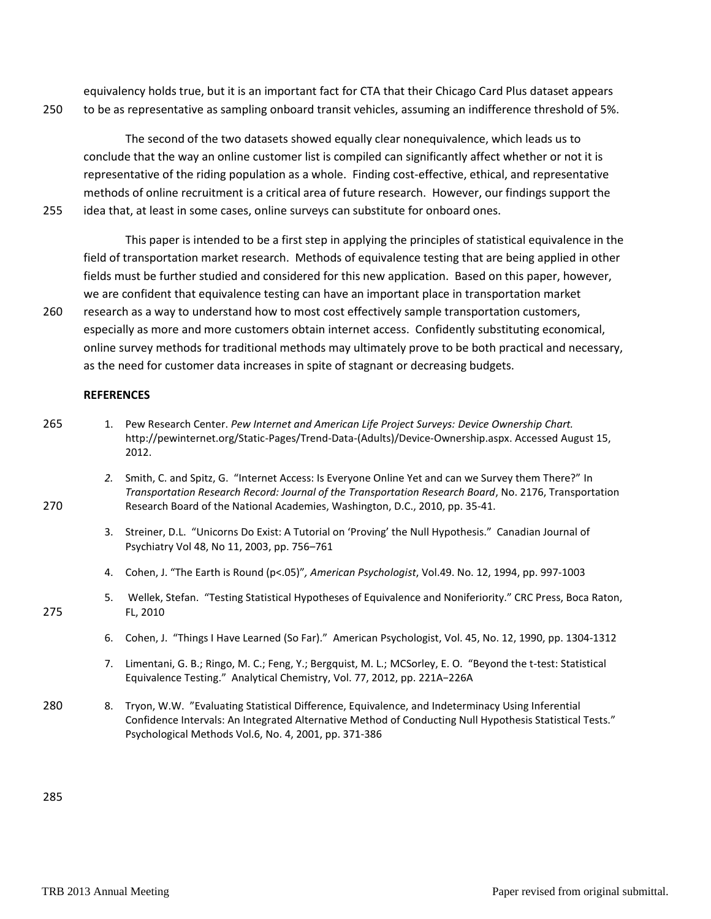equivalency holds true, but it is an important fact for CTA that their Chicago Card Plus dataset appears to be as representative as sampling onboard transit vehicles, assuming an indifference threshold of 5%.

The second of the two datasets showed equally clear nonequivalence, which leads us to conclude that the way an online customer list is compiled can significantly affect whether or not it is representative of the riding population as a whole. Finding cost-effective, ethical, and representative methods of online recruitment is a critical area of future research. However, our findings support the idea that, at least in some cases, online surveys can substitute for onboard ones.

This paper is intended to be a first step in applying the principles of statistical equivalence in the field of transportation market research. Methods of equivalence testing that are being applied in other fields must be further studied and considered for this new application. Based on this paper, however, we are confident that equivalence testing can have an important place in transportation market research as a way to understand how to most cost effectively sample transportation customers, especially as more and more customers obtain internet access. Confidently substituting economical, online survey methods for traditional methods may ultimately prove to be both practical and necessary, as the need for customer data increases in spite of stagnant or decreasing budgets.

## REFERENCES

1. Pew Research Center. *Pew Internet and American Life Project Surveys: Device Ownership Chart.* http://pewinternet.org/Static-Pages/Trend-Data-(Adults)/Device-Ownership.aspx. Accessed August 15, 2012.
2. Smith, C. and Spitz, G. "Internet Access: Is Everyone Online Yet and can we Survey them There?" In *Transportation Research Record: Journal of the Transportation Research Board*, No. 2176, Transportation Research Board of the National Academies, Washington, D.C., 2010, pp. 35-41.
3. Streiner, D.L. "Unicorns Do Exist: A Tutorial on 'Proving' the Null Hypothesis." Canadian Journal of Psychiatry Vol 48, No 11, 2003, pp. 756–761
4. Cohen, J. "The Earth is Round (p<.05)"*, American Psychologist*, Vol.49. No. 12, 1994, pp. 997-1003
5. Wellek, Stefan. "Testing Statistical Hypotheses of Equivalence and Noniferiority." CRC Press, Boca Raton, FL, 2010
6. Cohen, J. "Things I Have Learned (So Far)." American Psychologist, Vol. 45, No. 12, 1990, pp. 1304-1312
7. Limentani, G. B.; Ringo, M. C.; Feng, Y.; Bergquist, M. L.; MCSorley, E. O. "Beyond the t-test: Statistical Equivalence Testing." Analytical Chemistry, Vol. 77, 2012, pp. 221A−226A
8. Tryon, W.W. "Evaluating Statistical Difference, Equivalence, and Indeterminacy Using Inferential Confidence Intervals: An Integrated Alternative Method of Conducting Null Hypothesis Statistical Tests." Psychological Methods Vol.6, No. 4, 2001, pp. 371-386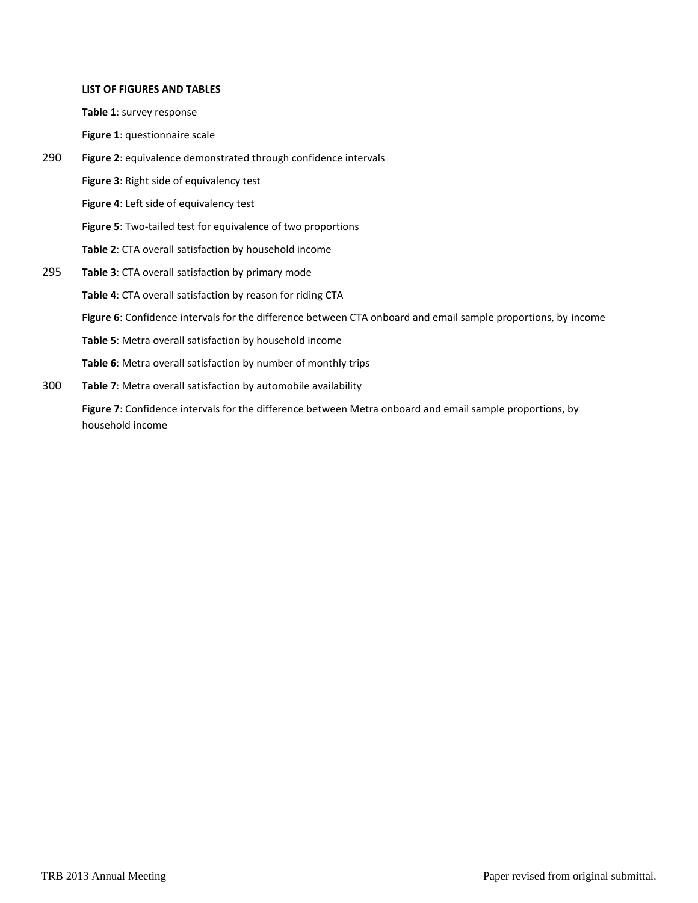**LIST OF FIGURES AND TABLES**

**Table 1**: survey response

**Figure 1**: questionnaire scale

**Figure 2**: equivalence demonstrated through confidence intervals

**Figure 3**: Right side of equivalency test

**Figure 4**: Left side of equivalency test

**Figure 5**: Two-tailed test for equivalence of two proportions

**Table 2**: CTA overall satisfaction by household income

**Table 3**: CTA overall satisfaction by primary mode

**Table 4**: CTA overall satisfaction by reason for riding CTA

**Figure 6**: Confidence intervals for the difference between CTA onboard and email sample proportions, by income

**Table 5**: Metra overall satisfaction by household income

**Table 6**: Metra overall satisfaction by number of monthly trips

**Table 7**: Metra overall satisfaction by automobile availability

**Figure 7**: Confidence intervals for the difference between Metra onboard and email sample proportions, by household income